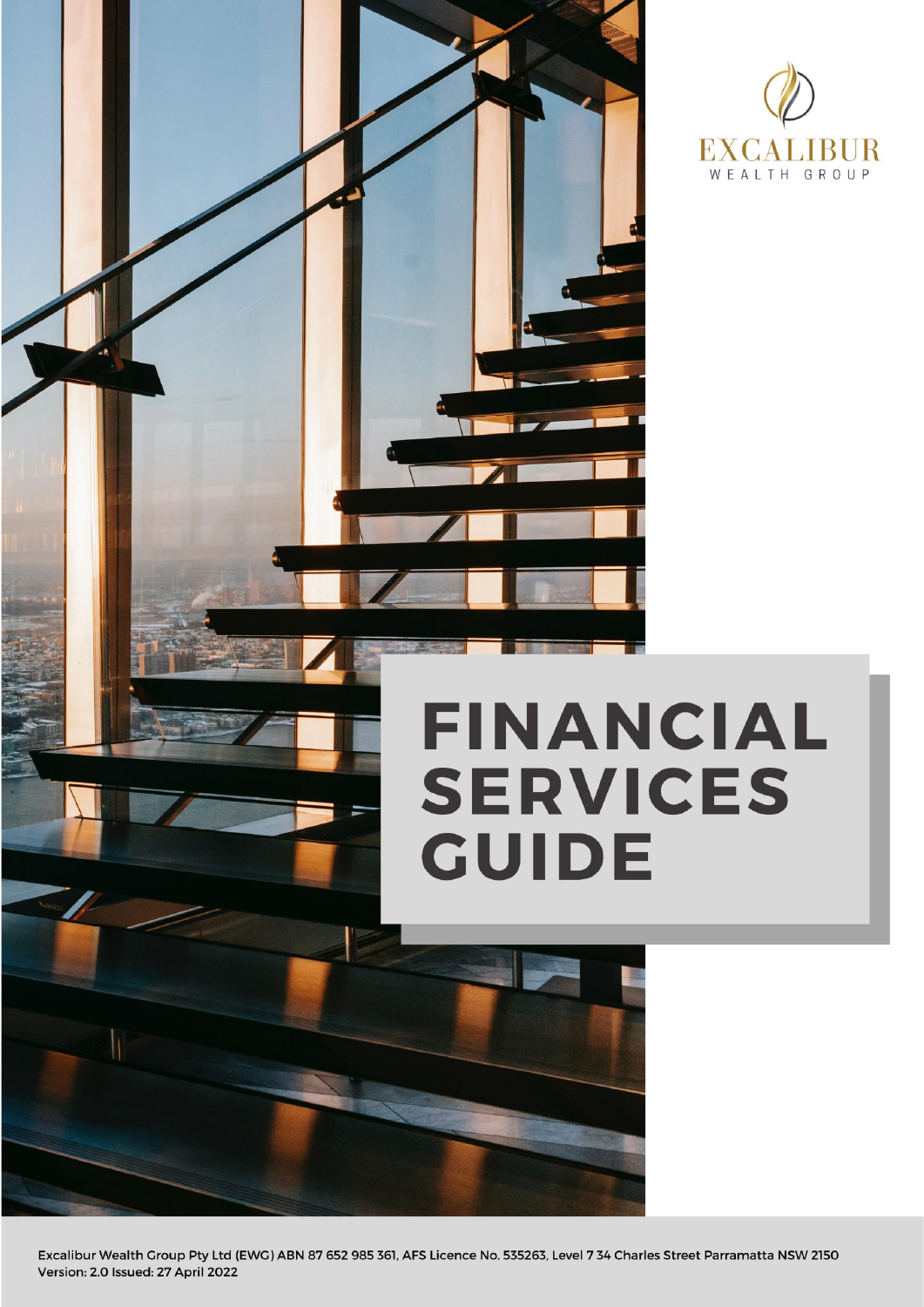EXCALIBUR
WEALTH GROUP

# FINANCIAL SERVICES GUIDE

Excalibur Wealth Group Pty Ltd (EWG) ABN 87 652 985 361, AFS Licence No. 535263, Level 7 34 Charles Street Parramatta NSW 2150
Version: 2.0 Issued: 27 April 2022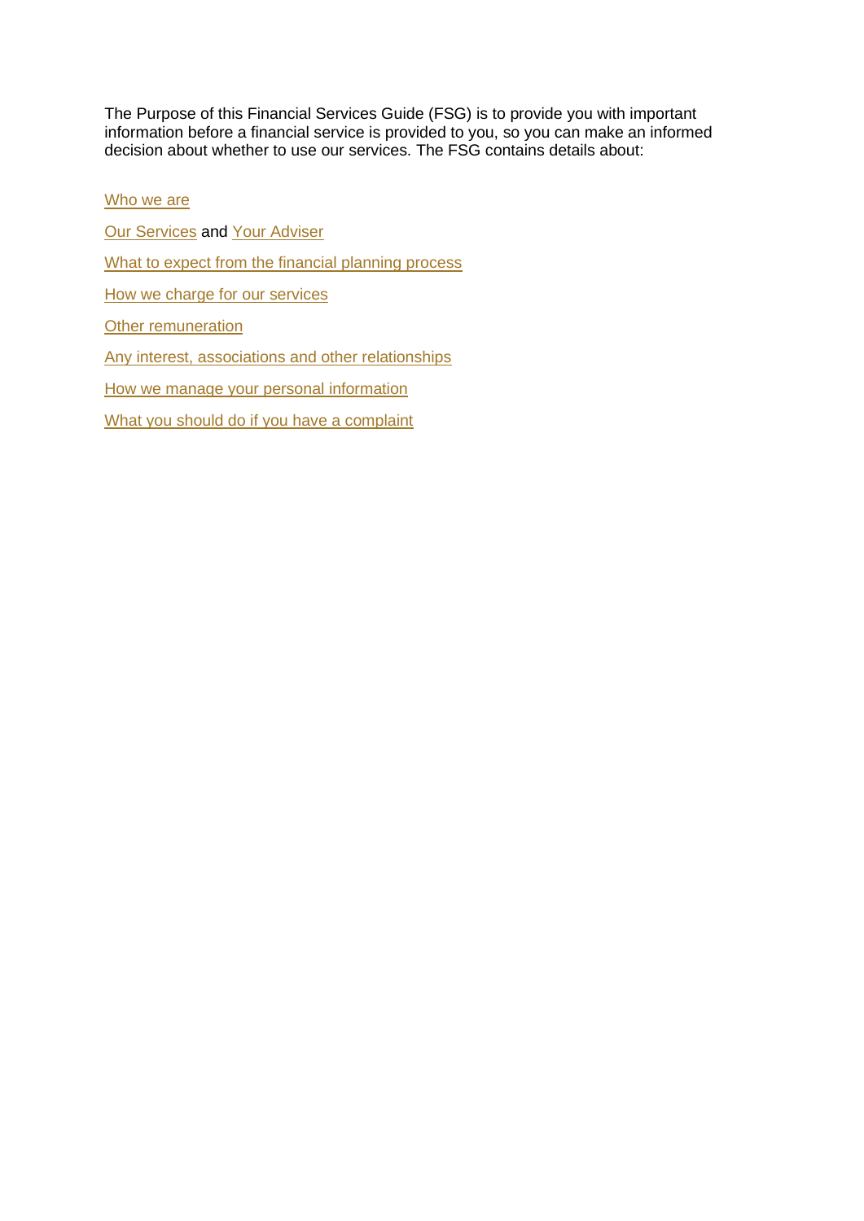The Purpose of this Financial Services Guide (FSG) is to provide you with important information before a financial service is provided to you, so you can make an informed decision about whether to use our services. The FSG contains details about:

Who we are

Our Services and Your Adviser

What to expect from the financial planning process

How we charge for our services

Other remuneration

Any interest, associations and other relationships

How we manage your personal information

What you should do if you have a complaint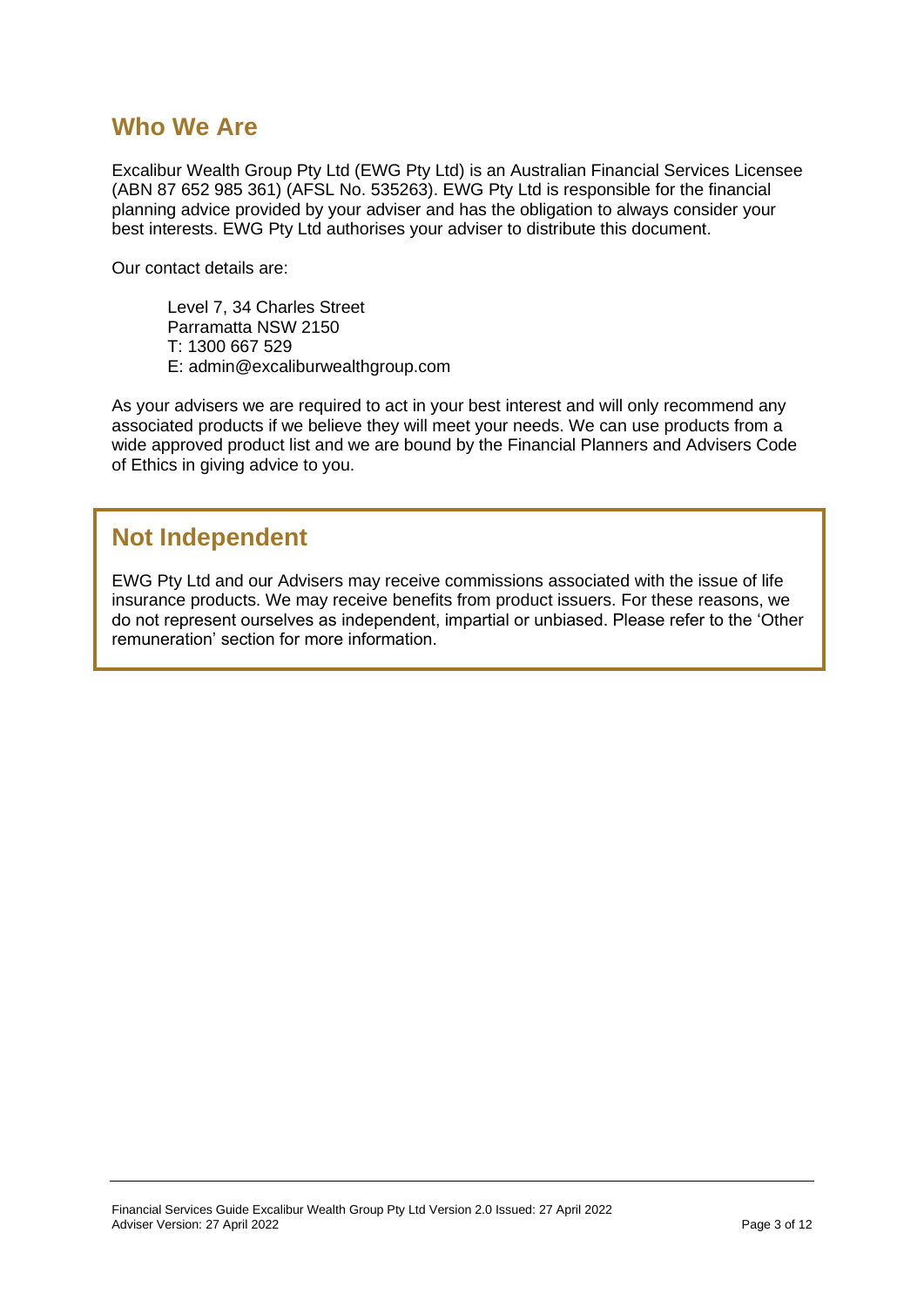## Who We Are

Excalibur Wealth Group Pty Ltd (EWG Pty Ltd) is an Australian Financial Services Licensee (ABN 87 652 985 361) (AFSL No. 535263). EWG Pty Ltd is responsible for the financial planning advice provided by your adviser and has the obligation to always consider your best interests. EWG Pty Ltd authorises your adviser to distribute this document.

Our contact details are:

Level 7, 34 Charles Street
Parramatta NSW 2150
T: 1300 667 529
E: admin@excaliburwealthgroup.com

As your advisers we are required to act in your best interest and will only recommend any associated products if we believe they will meet your needs. We can use products from a wide approved product list and we are bound by the Financial Planners and Advisers Code of Ethics in giving advice to you.

## Not Independent

EWG Pty Ltd and our Advisers may receive commissions associated with the issue of life insurance products. We may receive benefits from product issuers. For these reasons, we do not represent ourselves as independent, impartial or unbiased. Please refer to the 'Other remuneration' section for more information.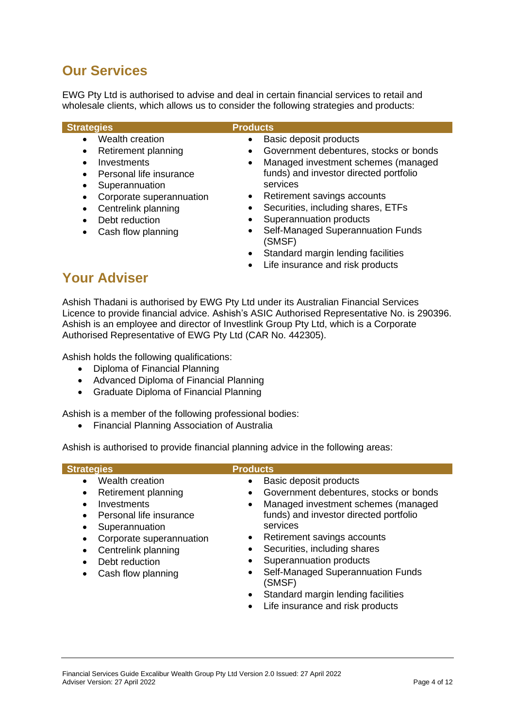## Our Services

EWG Pty Ltd is authorised to advise and deal in certain financial services to retail and wholesale clients, which allows us to consider the following strategies and products:

| Strategies | Products |
|---|---|
| • Wealth creation<br>• Retirement planning<br>• Investments<br>• Personal life insurance<br>• Superannuation<br>• Corporate superannuation<br>• Centrelink planning<br>• Debt reduction<br>• Cash flow planning | • Basic deposit products<br>• Government debentures, stocks or bonds<br>• Managed investment schemes (managed funds) and investor directed portfolio services<br>• Retirement savings accounts<br>• Securities, including shares, ETFs<br>• Superannuation products<br>• Self-Managed Superannuation Funds (SMSF)<br>• Standard margin lending facilities<br>• Life insurance and risk products |

## Your Adviser

Ashish Thadani is authorised by EWG Pty Ltd under its Australian Financial Services Licence to provide financial advice. Ashish's ASIC Authorised Representative No. is 290396. Ashish is an employee and director of Investlink Group Pty Ltd, which is a Corporate Authorised Representative of EWG Pty Ltd (CAR No. 442305).

Ashish holds the following qualifications:

- Diploma of Financial Planning
- Advanced Diploma of Financial Planning
- Graduate Diploma of Financial Planning

Ashish is a member of the following professional bodies:

- Financial Planning Association of Australia

Ashish is authorised to provide financial planning advice in the following areas:

| Strategies | Products |
|---|---|
| • Wealth creation<br>• Retirement planning<br>• Investments<br>• Personal life insurance<br>• Superannuation<br>• Corporate superannuation<br>• Centrelink planning<br>• Debt reduction<br>• Cash flow planning | • Basic deposit products<br>• Government debentures, stocks or bonds<br>• Managed investment schemes (managed funds) and investor directed portfolio services<br>• Retirement savings accounts<br>• Securities, including shares<br>• Superannuation products<br>• Self-Managed Superannuation Funds (SMSF)<br>• Standard margin lending facilities<br>• Life insurance and risk products |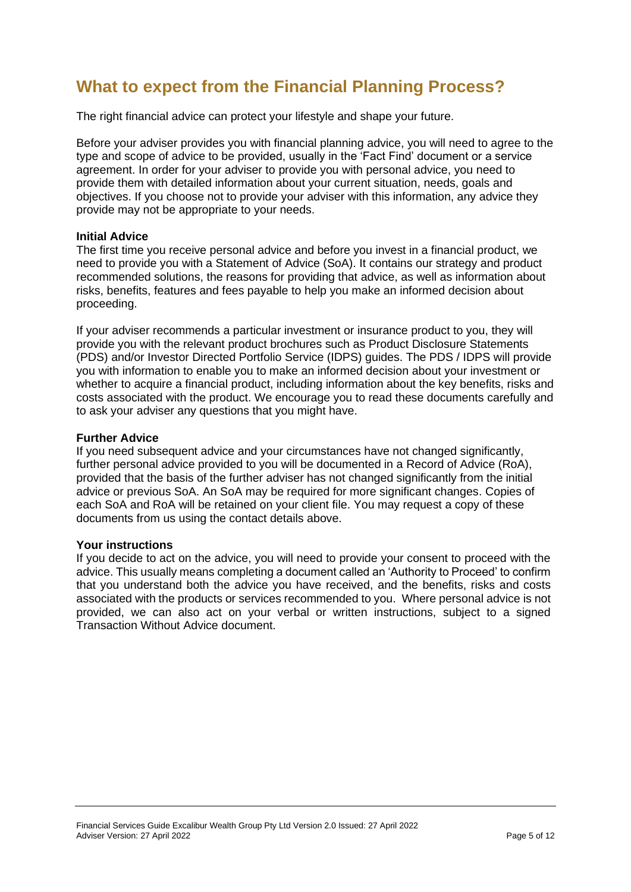# What to expect from the Financial Planning Process?

The right financial advice can protect your lifestyle and shape your future.

Before your adviser provides you with financial planning advice, you will need to agree to the type and scope of advice to be provided, usually in the 'Fact Find' document or a service agreement. In order for your adviser to provide you with personal advice, you need to provide them with detailed information about your current situation, needs, goals and objectives. If you choose not to provide your adviser with this information, any advice they provide may not be appropriate to your needs.

**Initial Advice**

The first time you receive personal advice and before you invest in a financial product, we need to provide you with a Statement of Advice (SoA). It contains our strategy and product recommended solutions, the reasons for providing that advice, as well as information about risks, benefits, features and fees payable to help you make an informed decision about proceeding.

If your adviser recommends a particular investment or insurance product to you, they will provide you with the relevant product brochures such as Product Disclosure Statements (PDS) and/or Investor Directed Portfolio Service (IDPS) guides. The PDS / IDPS will provide you with information to enable you to make an informed decision about your investment or whether to acquire a financial product, including information about the key benefits, risks and costs associated with the product. We encourage you to read these documents carefully and to ask your adviser any questions that you might have.

**Further Advice**

If you need subsequent advice and your circumstances have not changed significantly, further personal advice provided to you will be documented in a Record of Advice (RoA), provided that the basis of the further adviser has not changed significantly from the initial advice or previous SoA. An SoA may be required for more significant changes. Copies of each SoA and RoA will be retained on your client file. You may request a copy of these documents from us using the contact details above.

**Your instructions**

If you decide to act on the advice, you will need to provide your consent to proceed with the advice. This usually means completing a document called an 'Authority to Proceed' to confirm that you understand both the advice you have received, and the benefits, risks and costs associated with the products or services recommended to you. Where personal advice is not provided, we can also act on your verbal or written instructions, subject to a signed Transaction Without Advice document.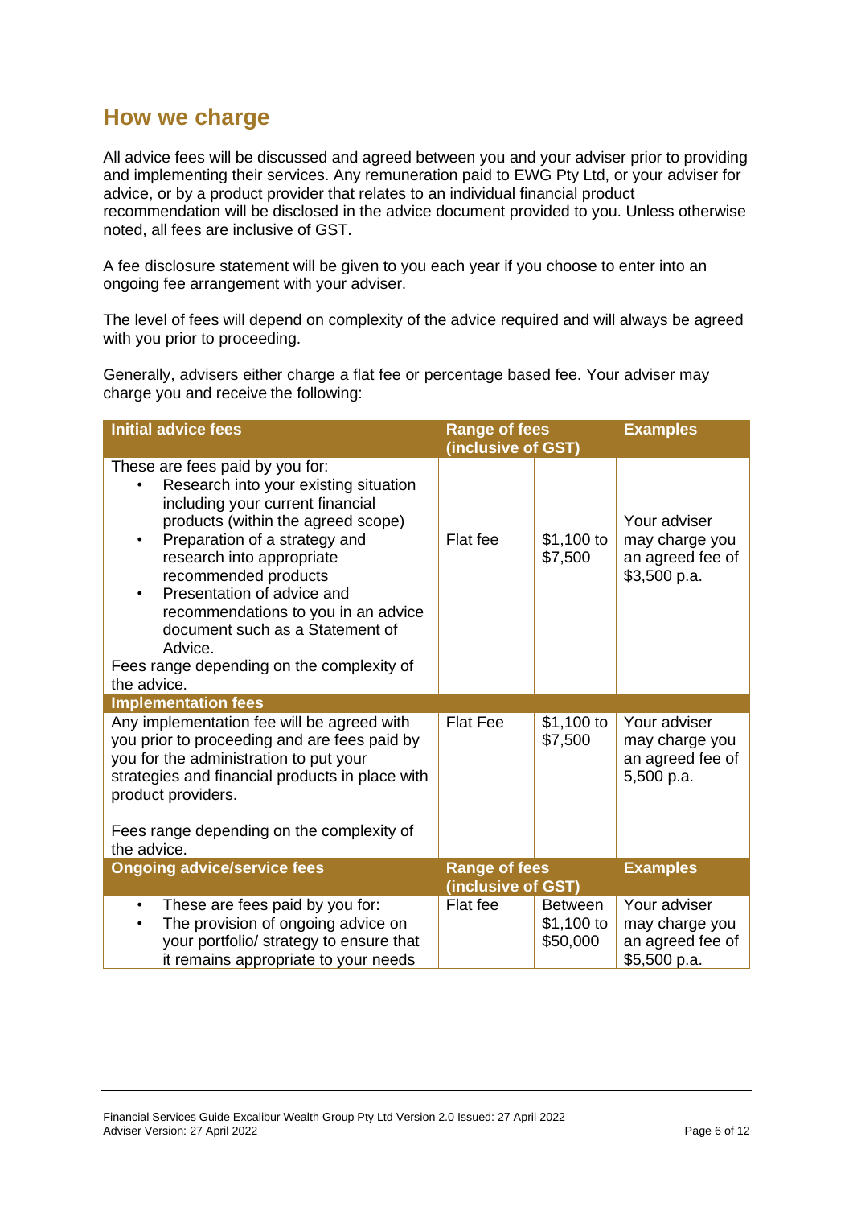## How we charge

All advice fees will be discussed and agreed between you and your adviser prior to providing and implementing their services. Any remuneration paid to EWG Pty Ltd, or your adviser for advice, or by a product provider that relates to an individual financial product recommendation will be disclosed in the advice document provided to you. Unless otherwise noted, all fees are inclusive of GST.

A fee disclosure statement will be given to you each year if you choose to enter into an ongoing fee arrangement with your adviser.

The level of fees will depend on complexity of the advice required and will always be agreed with you prior to proceeding.

Generally, advisers either charge a flat fee or percentage based fee. Your adviser may charge you and receive the following:

| **Initial advice fees** | **Range of fees (inclusive of GST)** | | **Examples** |
|---|---|---|---|
| These are fees paid by you for:<br>• Research into your existing situation including your current financial products (within the agreed scope)<br>• Preparation of a strategy and research into appropriate recommended products<br>• Presentation of advice and recommendations to you in an advice document such as a Statement of Advice.<br>Fees range depending on the complexity of the advice. | Flat fee | $1,100 to $7,500 | Your adviser may charge you an agreed fee of $3,500 p.a. |
| **Implementation fees** | | | |
| Any implementation fee will be agreed with you prior to proceeding and are fees paid by you for the administration to put your strategies and financial products in place with product providers.<br><br>Fees range depending on the complexity of the advice. | Flat Fee | $1,100 to $7,500 | Your adviser may charge you an agreed fee of 5,500 p.a. |
| **Ongoing advice/service fees** | **Range of fees (inclusive of GST)** | | **Examples** |
| • These are fees paid by you for:<br>• The provision of ongoing advice on your portfolio/ strategy to ensure that it remains appropriate to your needs | Flat fee | Between $1,100 to $50,000 | Your adviser may charge you an agreed fee of $5,500 p.a. |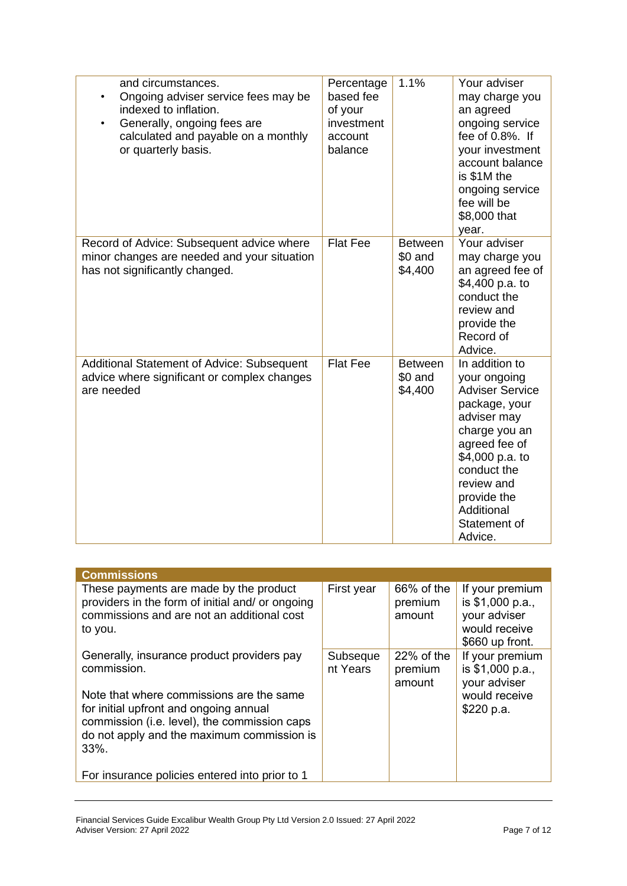| | | | |
|---|---|---|---|
| and circumstances.<br>• Ongoing adviser service fees may be indexed to inflation.<br>• Generally, ongoing fees are calculated and payable on a monthly or quarterly basis. | Percentage based fee of your investment account balance | 1.1% | Your adviser may charge you an agreed ongoing service fee of 0.8%. If your investment account balance is $1M the ongoing service fee will be $8,000 that year. |
| Record of Advice: Subsequent advice where minor changes are needed and your situation has not significantly changed. | Flat Fee | Between $0 and $4,400 | Your adviser may charge you an agreed fee of $4,400 p.a. to conduct the review and provide the Record of Advice. |
| Additional Statement of Advice: Subsequent advice where significant or complex changes are needed | Flat Fee | Between $0 and $4,400 | In addition to your ongoing Adviser Service package, your adviser may charge you an agreed fee of $4,000 p.a. to conduct the review and provide the Additional Statement of Advice. |

| **Commissions** | | | |
|---|---|---|---|
| These payments are made by the product providers in the form of initial and/ or ongoing commissions and are not an additional cost to you. | First year | 66% of the premium amount | If your premium is $1,000 p.a., your adviser would receive $660 up front. |
| Generally, insurance product providers pay commission.<br><br>Note that where commissions are the same for initial upfront and ongoing annual commission (i.e. level), the commission caps do not apply and the maximum commission is 33%.<br><br>For insurance policies entered into prior to 1 | Subsequent Years | 22% of the premium amount | If your premium is $1,000 p.a., your adviser would receive $220 p.a. |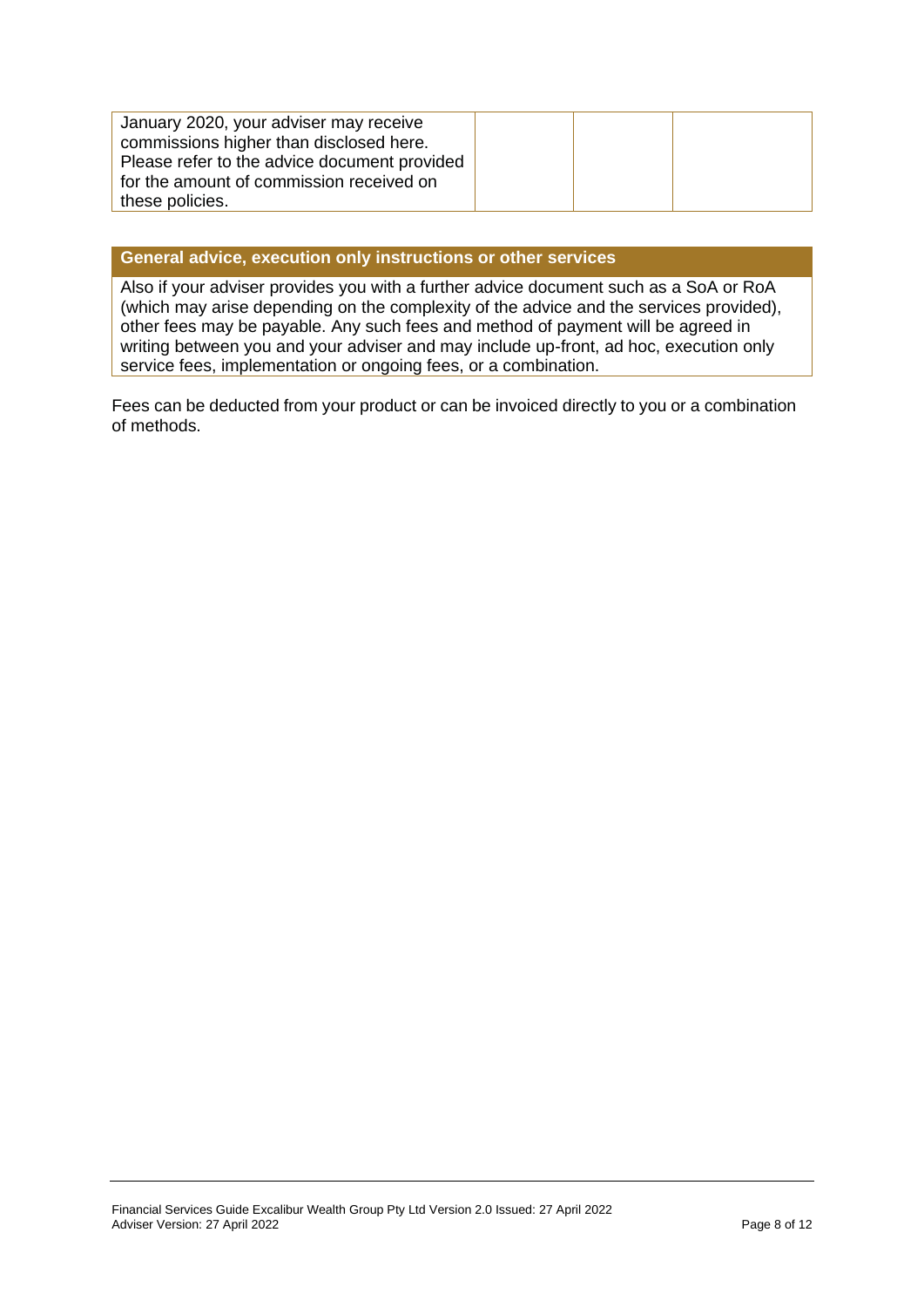| | | | |
|---|---|---|---|
| January 2020, your adviser may receive commissions higher than disclosed here. Please refer to the advice document provided for the amount of commission received on these policies. | | | |

| General advice, execution only instructions or other services |
|---|
| Also if your adviser provides you with a further advice document such as a SoA or RoA (which may arise depending on the complexity of the advice and the services provided), other fees may be payable. Any such fees and method of payment will be agreed in writing between you and your adviser and may include up-front, ad hoc, execution only service fees, implementation or ongoing fees, or a combination. |

Fees can be deducted from your product or can be invoiced directly to you or a combination of methods.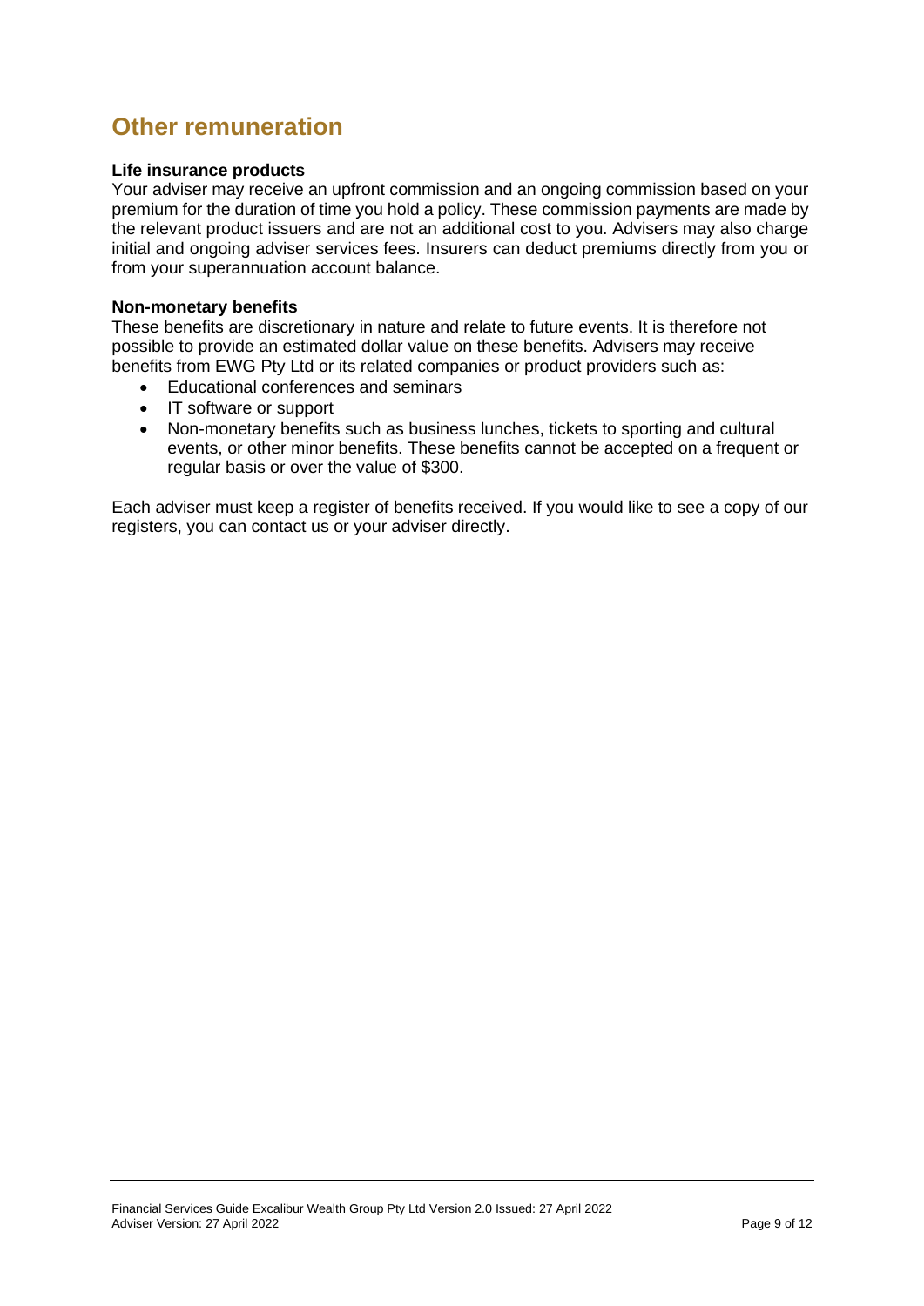## Other remuneration

**Life insurance products**
Your adviser may receive an upfront commission and an ongoing commission based on your premium for the duration of time you hold a policy. These commission payments are made by the relevant product issuers and are not an additional cost to you. Advisers may also charge initial and ongoing adviser services fees. Insurers can deduct premiums directly from you or from your superannuation account balance.

**Non-monetary benefits**
These benefits are discretionary in nature and relate to future events. It is therefore not possible to provide an estimated dollar value on these benefits. Advisers may receive benefits from EWG Pty Ltd or its related companies or product providers such as:

- Educational conferences and seminars
- IT software or support
- Non-monetary benefits such as business lunches, tickets to sporting and cultural events, or other minor benefits. These benefits cannot be accepted on a frequent or regular basis or over the value of $300.

Each adviser must keep a register of benefits received. If you would like to see a copy of our registers, you can contact us or your adviser directly.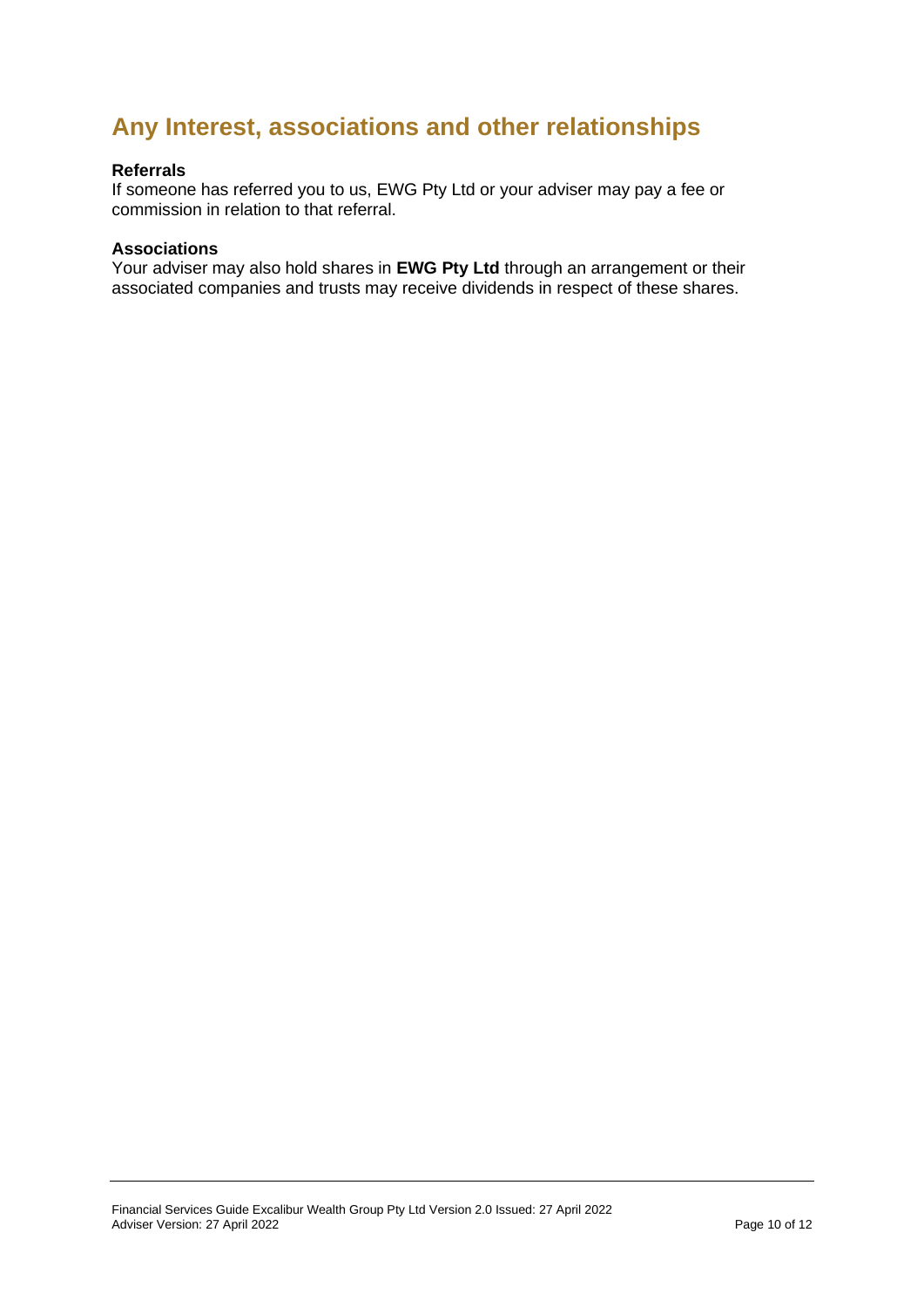# Any Interest, associations and other relationships

**Referrals**
If someone has referred you to us, EWG Pty Ltd or your adviser may pay a fee or commission in relation to that referral.

**Associations**
Your adviser may also hold shares in **EWG Pty Ltd** through an arrangement or their associated companies and trusts may receive dividends in respect of these shares.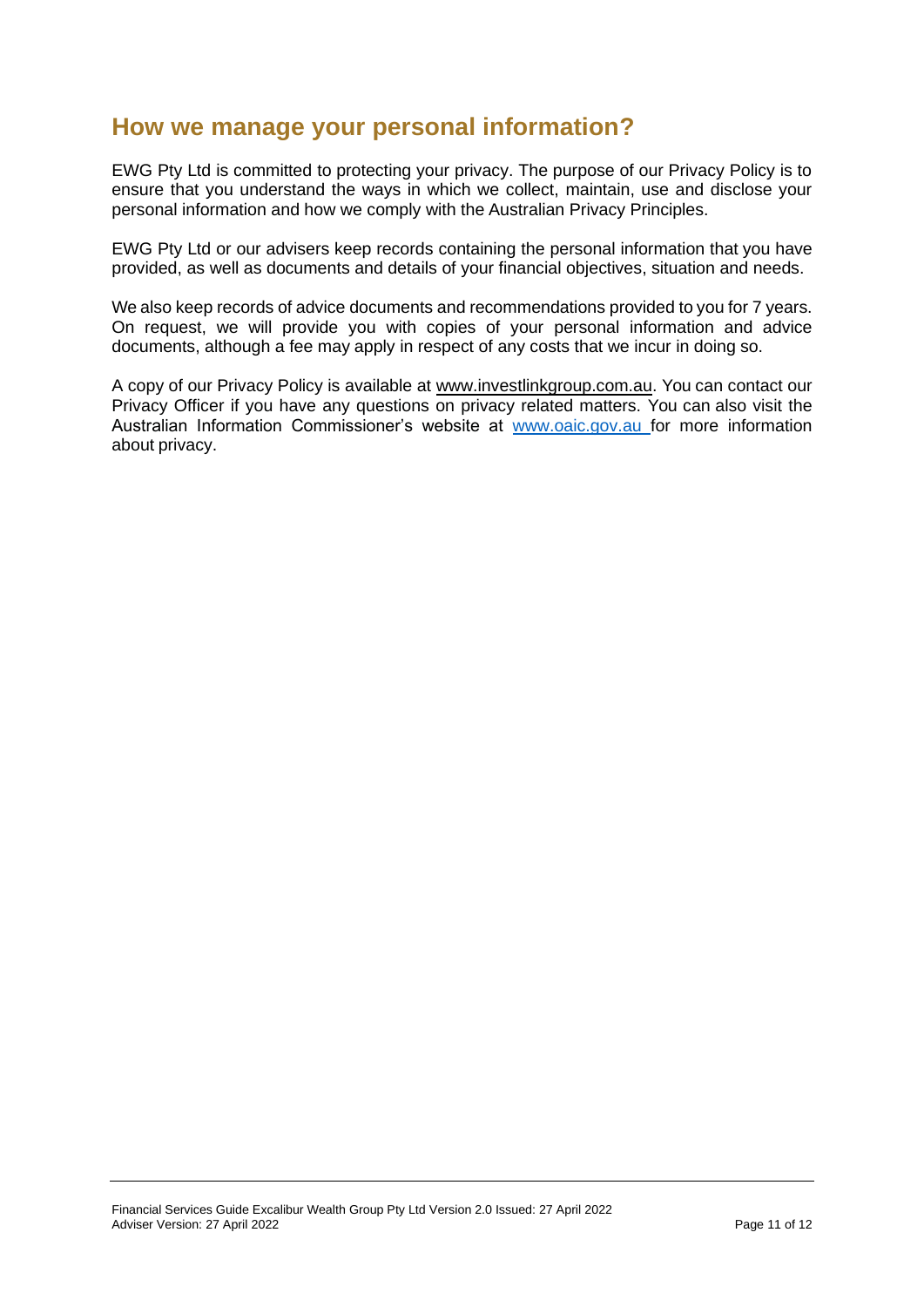## How we manage your personal information?

EWG Pty Ltd is committed to protecting your privacy. The purpose of our Privacy Policy is to ensure that you understand the ways in which we collect, maintain, use and disclose your personal information and how we comply with the Australian Privacy Principles.

EWG Pty Ltd or our advisers keep records containing the personal information that you have provided, as well as documents and details of your financial objectives, situation and needs.

We also keep records of advice documents and recommendations provided to you for 7 years. On request, we will provide you with copies of your personal information and advice documents, although a fee may apply in respect of any costs that we incur in doing so.

A copy of our Privacy Policy is available at www.investlinkgroup.com.au. You can contact our Privacy Officer if you have any questions on privacy related matters. You can also visit the Australian Information Commissioner's website at www.oaic.gov.au for more information about privacy.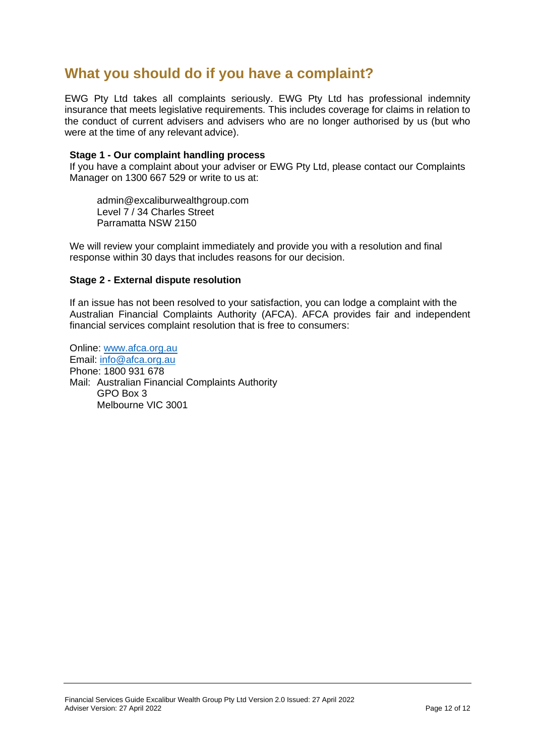## What you should do if you have a complaint?

EWG Pty Ltd takes all complaints seriously. EWG Pty Ltd has professional indemnity insurance that meets legislative requirements. This includes coverage for claims in relation to the conduct of current advisers and advisers who are no longer authorised by us (but who were at the time of any relevant advice).

**Stage 1 - Our complaint handling process**

If you have a complaint about your adviser or EWG Pty Ltd, please contact our Complaints Manager on 1300 667 529 or write to us at:

admin@excaliburwealthgroup.com
Level 7 / 34 Charles Street
Parramatta NSW 2150

We will review your complaint immediately and provide you with a resolution and final response within 30 days that includes reasons for our decision.

**Stage 2 - External dispute resolution**

If an issue has not been resolved to your satisfaction, you can lodge a complaint with the Australian Financial Complaints Authority (AFCA). AFCA provides fair and independent financial services complaint resolution that is free to consumers:

Online: www.afca.org.au
Email: info@afca.org.au
Phone: 1800 931 678
Mail: Australian Financial Complaints Authority
GPO Box 3
Melbourne VIC 3001

Financial Services Guide Excalibur Wealth Group Pty Ltd Version 2.0 Issued: 27 April 2022
Adviser Version: 27 April 2022